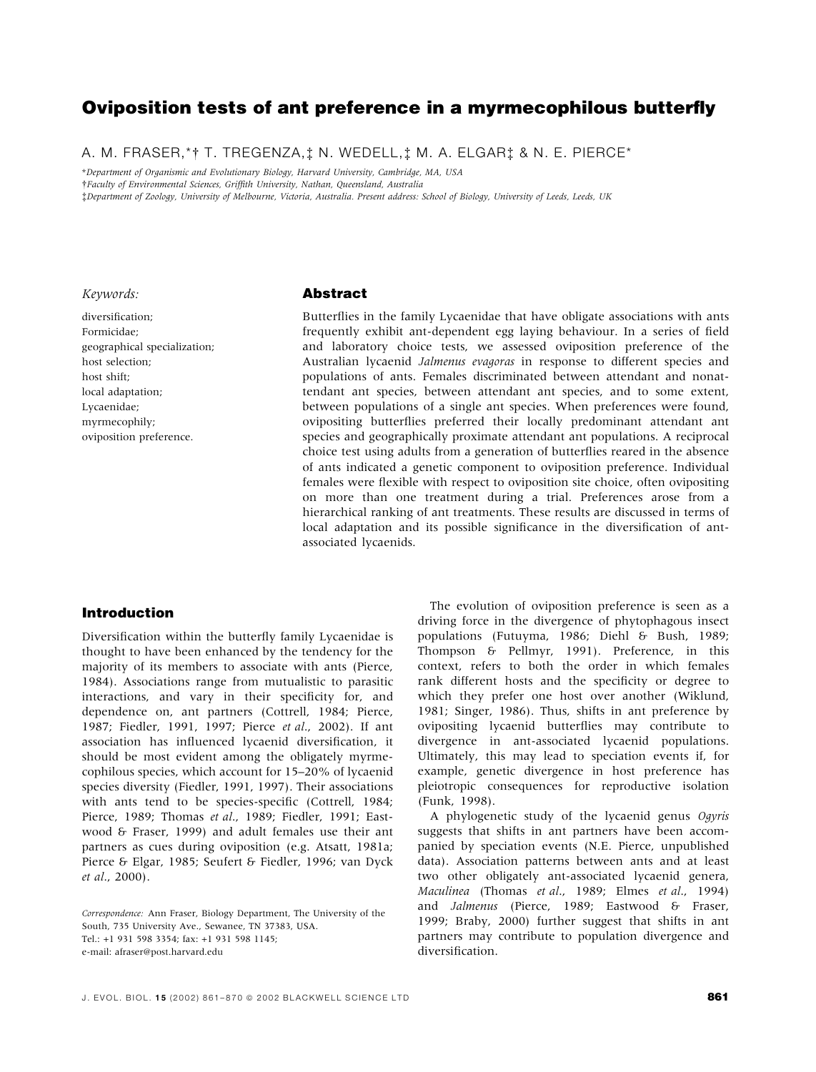# Oviposition tests of ant preference in a myrmecophilous butterfly

A. M. FRASER,*† T. TREGENZA,‡ N. WEDELL,‡ M. A. ELGAR‡ & N. E. PIERCE*

*Department of Organismic and Evolutionary Biology, Harvard University, Cambridge, MA, USA

†Faculty of Environmental Sciences, Griffith University, Nathan, Queensland, Australia

‡Department of Zoology, University of Melbourne, Victoria, Australia. Present address: School of Biology, University of Leeds, Leeds, UK

*Keywords:*

diversification;
Formicidae;
geographical specialization;
host selection;
host shift;
local adaptation;
Lycaenidae;
myrmecophily;
oviposition preference.

## Abstract

Butterflies in the family Lycaenidae that have obligate associations with ants frequently exhibit ant-dependent egg laying behaviour. In a series of field and laboratory choice tests, we assessed oviposition preference of the Australian lycaenid *Jalmenus evagoras* in response to different species and populations of ants. Females discriminated between attendant and nonattendant ant species, between attendant ant species, and to some extent, between populations of a single ant species. When preferences were found, ovipositing butterflies preferred their locally predominant attendant ant species and geographically proximate attendant ant populations. A reciprocal choice test using adults from a generation of butterflies reared in the absence of ants indicated a genetic component to oviposition preference. Individual females were flexible with respect to oviposition site choice, often ovipositing on more than one treatment during a trial. Preferences arose from a hierarchical ranking of ant treatments. These results are discussed in terms of local adaptation and its possible significance in the diversification of ant-associated lycaenids.

## Introduction

Diversification within the butterfly family Lycaenidae is thought to have been enhanced by the tendency for the majority of its members to associate with ants (Pierce, 1984). Associations range from mutualistic to parasitic interactions, and vary in their specificity for, and dependence on, ant partners (Cottrell, 1984; Pierce, 1987; Fiedler, 1991, 1997; Pierce *et al*., 2002). If ant association has influenced lycaenid diversification, it should be most evident among the obligately myrmecophilous species, which account for 15–20% of lycaenid species diversity (Fiedler, 1991, 1997). Their associations with ants tend to be species-specific (Cottrell, 1984; Pierce, 1989; Thomas *et al*., 1989; Fiedler, 1991; Eastwood & Fraser, 1999) and adult females use their ant partners as cues during oviposition (e.g. Atsatt, 1981a; Pierce & Elgar, 1985; Seufert & Fiedler, 1996; van Dyck *et al*., 2000).

The evolution of oviposition preference is seen as a driving force in the divergence of phytophagous insect populations (Futuyma, 1986; Diehl & Bush, 1989; Thompson & Pellmyr, 1991). Preference, in this context, refers to both the order in which females rank different hosts and the specificity or degree to which they prefer one host over another (Wiklund, 1981; Singer, 1986). Thus, shifts in ant preference by ovipositing lycaenid butterflies may contribute to divergence in ant-associated lycaenid populations. Ultimately, this may lead to speciation events if, for example, genetic divergence in host preference has pleiotropic consequences for reproductive isolation (Funk, 1998).

A phylogenetic study of the lycaenid genus *Ogyris* suggests that shifts in ant partners have been accompanied by speciation events (N.E. Pierce, unpublished data). Association patterns between ants and at least two other obligately ant-associated lycaenid genera, *Maculinea* (Thomas *et al*., 1989; Elmes *et al*., 1994) and *Jalmenus* (Pierce, 1989; Eastwood & Fraser, 1999; Braby, 2000) further suggest that shifts in ant partners may contribute to population divergence and diversification.

*Correspondence:* Ann Fraser, Biology Department, The University of the South, 735 University Ave., Sewanee, TN 37383, USA.
Tel.: +1 931 598 3354; fax: +1 931 598 1145;
e-mail: afraser@post.harvard.edu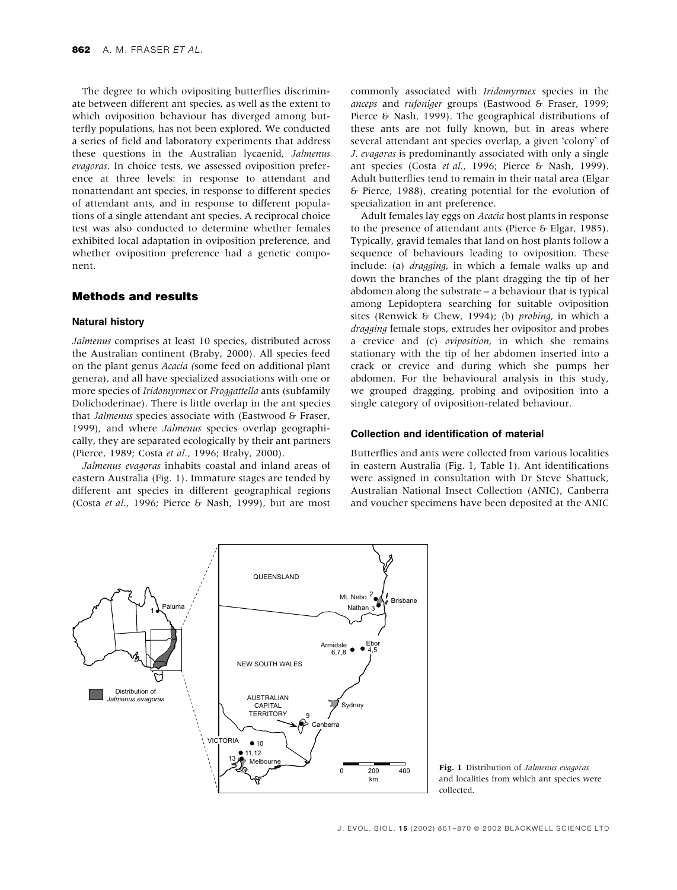The degree to which ovipositing butterflies discriminate between different ant species, as well as the extent to which oviposition behaviour has diverged among butterfly populations, has not been explored. We conducted a series of field and laboratory experiments that address these questions in the Australian lycaenid, *Jalmenus evagoras*. In choice tests, we assessed oviposition preference at three levels: in response to attendant and nonattendant ant species, in response to different species of attendant ants, and in response to different populations of a single attendant ant species. A reciprocal choice test was also conducted to determine whether females exhibited local adaptation in oviposition preference, and whether oviposition preference had a genetic component.

## Methods and results

### Natural history

*Jalmenus* comprises at least 10 species, distributed across the Australian continent (Braby, 2000). All species feed on the plant genus *Acacia* (some feed on additional plant genera), and all have specialized associations with one or more species of *Iridomyrmex* or *Froggattella* ants (subfamily Dolichoderinae). There is little overlap in the ant species that *Jalmenus* species associate with (Eastwood & Fraser, 1999), and where *Jalmenus* species overlap geographically, they are separated ecologically by their ant partners (Pierce, 1989; Costa *et al.*, 1996; Braby, 2000).

*Jalmenus evagoras* inhabits coastal and inland areas of eastern Australia (Fig. 1). Immature stages are tended by different ant species in different geographical regions (Costa *et al.*, 1996; Pierce & Nash, 1999), but are most commonly associated with *Iridomyrmex* species in the *anceps* and *rufoniger* groups (Eastwood & Fraser, 1999; Pierce & Nash, 1999). The geographical distributions of these ants are not fully known, but in areas where several attendant ant species overlap, a given 'colony' of *J. evagoras* is predominantly associated with only a single ant species (Costa *et al.*, 1996; Pierce & Nash, 1999). Adult butterflies tend to remain in their natal area (Elgar & Pierce, 1988), creating potential for the evolution of specialization in ant preference.

Adult females lay eggs on *Acacia* host plants in response to the presence of attendant ants (Pierce & Elgar, 1985). Typically, gravid females that land on host plants follow a sequence of behaviours leading to oviposition. These include: (a) *dragging*, in which a female walks up and down the branches of the plant dragging the tip of her abdomen along the substrate – a behaviour that is typical among Lepidoptera searching for suitable oviposition sites (Renwick & Chew, 1994); (b) *probing*, in which a *dragging* female stops, extrudes her ovipositor and probes a crevice and (c) *oviposition*, in which she remains stationary with the tip of her abdomen inserted into a crack or crevice and during which she pumps her abdomen. For the behavioural analysis in this study, we grouped dragging, probing and oviposition into a single category of oviposition-related behaviour.

### Collection and identification of material

Butterflies and ants were collected from various localities in eastern Australia (Fig. 1, Table 1). Ant identifications were assigned in consultation with Dr Steve Shattuck, Australian National Insect Collection (ANIC), Canberra and voucher specimens have been deposited at the ANIC

**Fig. 1** Distribution of *Jalmenus evagoras* and localities from which ant species were collected.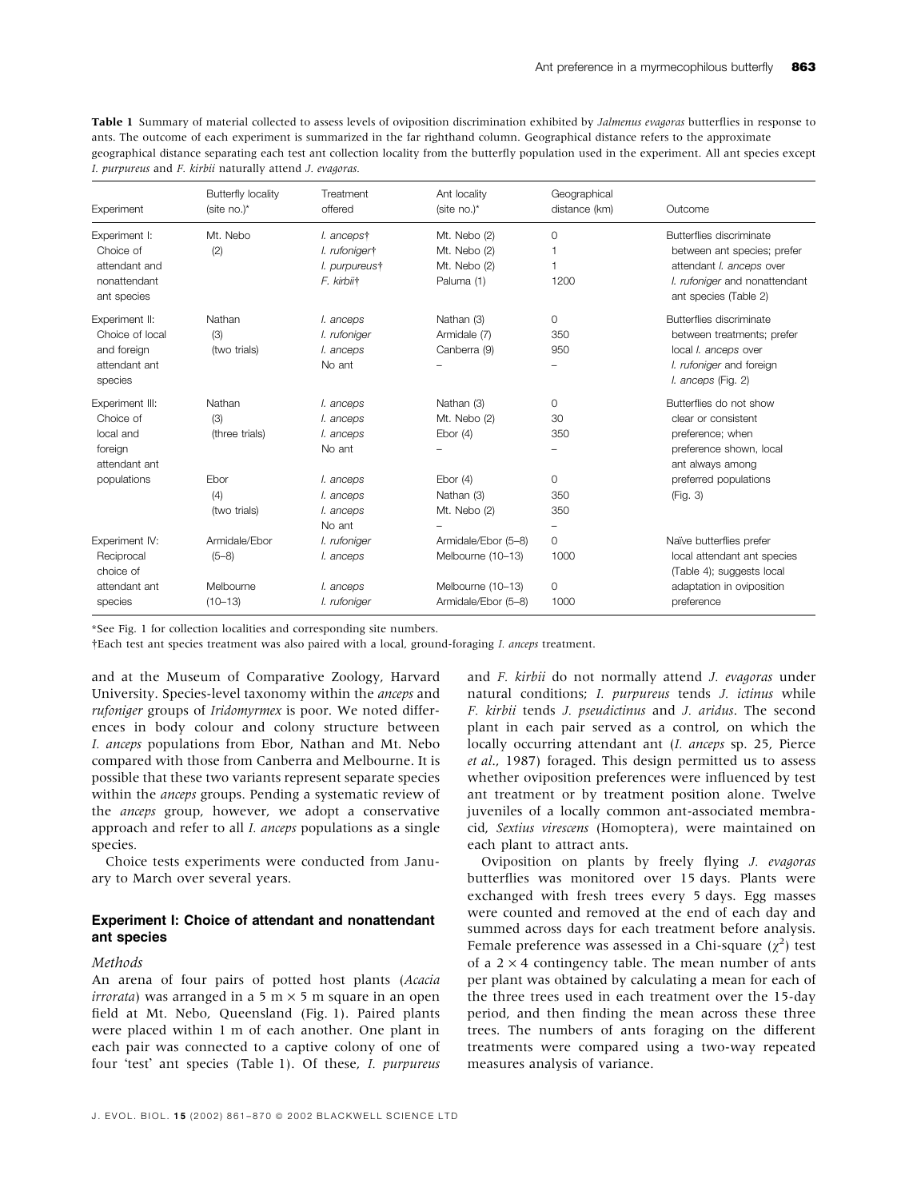**Table 1** Summary of material collected to assess levels of oviposition discrimination exhibited by *Jalmenus evagoras* butterflies in response to ants. The outcome of each experiment is summarized in the far righthand column. Geographical distance refers to the approximate geographical distance separating each test ant collection locality from the butterfly population used in the experiment. All ant species except *I. purpureus* and *F. kirbii* naturally attend *J. evagoras*.

| Experiment | Butterfly locality (site no.)* | Treatment offered | Ant locality (site no.)* | Geographical distance (km) | Outcome |
|---|---|---|---|---|---|
| Experiment I: Choice of attendant and nonattendant ant species | Mt. Nebo (2) | *I. anceps*† | Mt. Nebo (2) | 0 | Butterflies discriminate between ant species; prefer attendant *I. anceps* over *I. rufoniger* and nonattendant ant species (Table 2) |
| | | *I. rufoniger*† | Mt. Nebo (2) | 1 | |
| | | *I. purpureus*† | Mt. Nebo (2) | 1 | |
| | | *F. kirbii*† | Paluma (1) | 1200 | |
| Experiment II: Choice of local and foreign attendant ant species | Nathan (3) (two trials) | *I. anceps* | Nathan (3) | 0 | Butterflies discriminate between treatments; prefer local *I. anceps* over *I. rufoniger* and foreign *I. anceps* (Fig. 2) |
| | | *I. rufoniger* | Armidale (7) | 350 | |
| | | *I. anceps* | Canberra (9) | 950 | |
| | | No ant | – | – | |
| Experiment III: Choice of local and foreign attendant ant populations | Nathan (3) (three trials) | *I. anceps* | Nathan (3) | 0 | Butterflies do not show clear or consistent preference; when preference shown, local ant always among preferred populations (Fig. 3) |
| | | *I. anceps* | Mt. Nebo (2) | 30 | |
| | | *I. anceps* | Ebor (4) | 350 | |
| | | No ant | – | – | |
| | Ebor (4) (two trials) | *I. anceps* | Ebor (4) | 0 | |
| | | *I. anceps* | Nathan (3) | 350 | |
| | | *I. anceps* | Mt. Nebo (2) | 350 | |
| | | No ant | – | – | |
| Experiment IV: Reciprocal choice of attendant ant species | Armidale/Ebor (5–8) | *I. rufoniger* | Armidale/Ebor (5–8) | 0 | Naïve butterflies prefer local attendant ant species (Table 4); suggests local adaptation in oviposition preference |
| | | *I. anceps* | Melbourne (10–13) | 1000 | |
| | Melbourne (10–13) | *I. anceps* | Melbourne (10–13) | 0 | |
| | | *I. rufoniger* | Armidale/Ebor (5–8) | 1000 | |

*See Fig. 1 for collection localities and corresponding site numbers.
†Each test ant species treatment was also paired with a local, ground-foraging *I. anceps* treatment.

and at the Museum of Comparative Zoology, Harvard University. Species-level taxonomy within the *anceps* and *rufoniger* groups of *Iridomyrmex* is poor. We noted differences in body colour and colony structure between *I. anceps* populations from Ebor, Nathan and Mt. Nebo compared with those from Canberra and Melbourne. It is possible that these two variants represent separate species within the *anceps* groups. Pending a systematic review of the *anceps* group, however, we adopt a conservative approach and refer to all *I. anceps* populations as a single species.

Choice tests experiments were conducted from January to March over several years.

### Experiment I: Choice of attendant and nonattendant ant species

#### *Methods*

An arena of four pairs of potted host plants (*Acacia irrorata*) was arranged in a 5 m × 5 m square in an open field at Mt. Nebo, Queensland (Fig. 1). Paired plants were placed within 1 m of each another. One plant in each pair was connected to a captive colony of one of four 'test' ant species (Table 1). Of these, *I. purpureus* and *F. kirbii* do not normally attend *J. evagoras* under natural conditions; *I. purpureus* tends *J. ictinus* while *F. kirbii* tends *J. pseudictinus* and *J. aridus*. The second plant in each pair served as a control, on which the locally occurring attendant ant (*I. anceps* sp. 25, Pierce *et al*., 1987) foraged. This design permitted us to assess whether oviposition preferences were influenced by test ant treatment or by treatment position alone. Twelve juveniles of a locally common ant-associated membracid, *Sextius virescens* (Homoptera), were maintained on each plant to attract ants.

Oviposition on plants by freely flying *J. evagoras* butterflies was monitored over 15 days. Plants were exchanged with fresh trees every 5 days. Egg masses were counted and removed at the end of each day and summed across days for each treatment before analysis. Female preference was assessed in a Chi-square ($\chi^2$) test of a 2 × 4 contingency table. The mean number of ants per plant was obtained by calculating a mean for each of the three trees used in each treatment over the 15-day period, and then finding the mean across these three trees. The numbers of ants foraging on the different treatments were compared using a two-way repeated measures analysis of variance.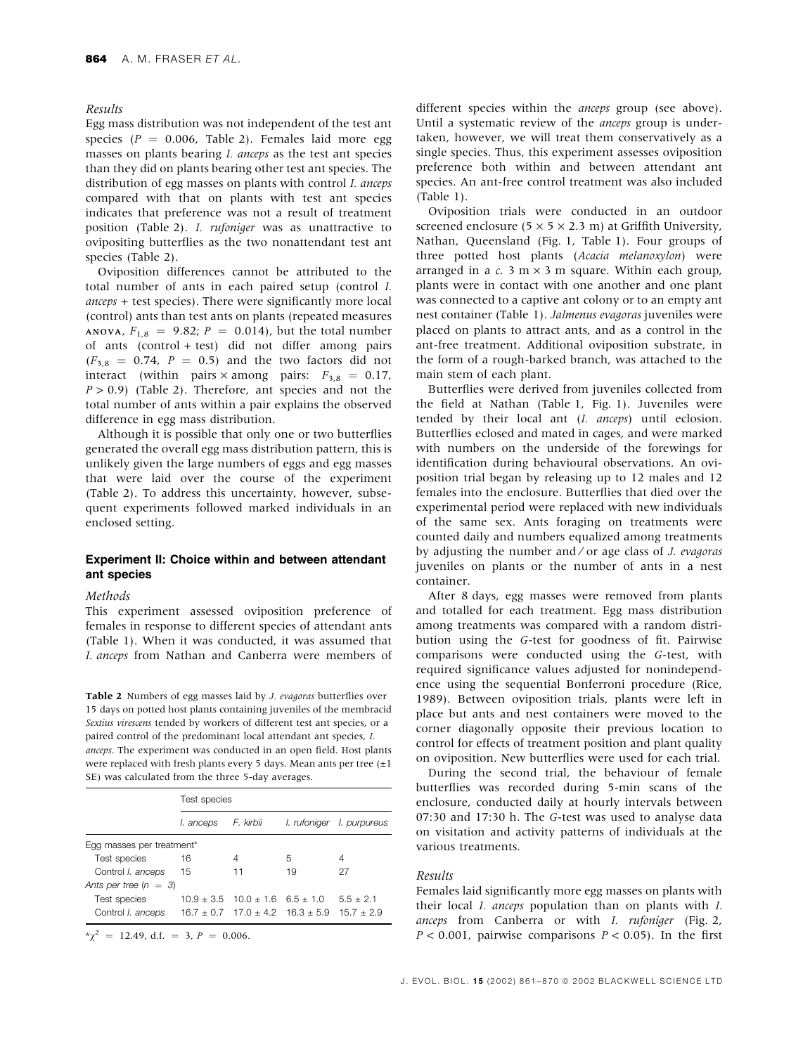## Results

Egg mass distribution was not independent of the test ant species ($P = 0.006$, Table 2). Females laid more egg masses on plants bearing *I. anceps* as the test ant species than they did on plants bearing other test ant species. The distribution of egg masses on plants with control *I. anceps* compared with that on plants with test ant species indicates that preference was not a result of treatment position (Table 2). *I. rufoniger* was as unattractive to ovipositing butterflies as the two nonattendant test ant species (Table 2).

Oviposition differences cannot be attributed to the total number of ants in each paired setup (control *I. anceps* + test species). There were significantly more local (control) ants than test ants on plants (repeated measures ANOVA, $F_{1,8} = 9.82$; $P = 0.014$), but the total number of ants (control + test) did not differ among pairs ($F_{3,8} = 0.74$, $P = 0.5$) and the two factors did not interact (within pairs × among pairs: $F_{3,8} = 0.17$, $P > 0.9$) (Table 2). Therefore, ant species and not the total number of ants within a pair explains the observed difference in egg mass distribution.

Although it is possible that only one or two butterflies generated the overall egg mass distribution pattern, this is unlikely given the large numbers of eggs and egg masses that were laid over the course of the experiment (Table 2). To address this uncertainty, however, subsequent experiments followed marked individuals in an enclosed setting.

## Experiment II: Choice within and between attendant ant species

### Methods

This experiment assessed oviposition preference of females in response to different species of attendant ants (Table 1). When it was conducted, it was assumed that *I. anceps* from Nathan and Canberra were members of different species within the *anceps* group (see above). Until a systematic review of the *anceps* group is undertaken, however, we will treat them conservatively as a single species. Thus, this experiment assesses oviposition preference both within and between attendant ant species. An ant-free control treatment was also included (Table 1).

Oviposition trials were conducted in an outdoor screened enclosure (5 × 5 × 2.3 m) at Griffith University, Nathan, Queensland (Fig. 1, Table 1). Four groups of three potted host plants (*Acacia melanoxylon*) were arranged in a *c.* 3 m × 3 m square. Within each group, plants were in contact with one another and one plant was connected to a captive ant colony or to an empty ant nest container (Table 1). *Jalmenus evagoras* juveniles were placed on plants to attract ants, and as a control in the ant-free treatment. Additional oviposition substrate, in the form of a rough-barked branch, was attached to the main stem of each plant.

Butterflies were derived from juveniles collected from the field at Nathan (Table 1, Fig. 1). Juveniles were tended by their local ant (*I. anceps*) until eclosion. Butterflies eclosed and mated in cages, and were marked with numbers on the underside of the forewings for identification during behavioural observations. An oviposition trial began by releasing up to 12 males and 12 females into the enclosure. Butterflies that died over the experimental period were replaced with new individuals of the same sex. Ants foraging on treatments were counted daily and numbers equalized among treatments by adjusting the number and/or age class of *J. evagoras* juveniles on plants or the number of ants in a nest container.

After 8 days, egg masses were removed from plants and totalled for each treatment. Egg mass distribution among treatments was compared with a random distribution using the *G*-test for goodness of fit. Pairwise comparisons were conducted using the *G*-test, with required significance values adjusted for nonindependence using the sequential Bonferroni procedure (Rice, 1989). Between oviposition trials, plants were left in place but ants and nest containers were moved to the corner diagonally opposite their previous location to control for effects of treatment position and plant quality on oviposition. New butterflies were used for each trial.

During the second trial, the behaviour of female butterflies was recorded during 5-min scans of the enclosure, conducted daily at hourly intervals between 07:30 and 17:30 h. The *G*-test was used to analyse data on visitation and activity patterns of individuals at the various treatments.

### Results

Females laid significantly more egg masses on plants with their local *I. anceps* population than on plants with *I. anceps* from Canberra or with *I. rufoniger* (Fig. 2, $P < 0.001$, pairwise comparisons $P < 0.05$). In the first

**Table 2** Numbers of egg masses laid by *J. evagoras* butterflies over 15 days on potted host plants containing juveniles of the membracid *Sextius virescens* tended by workers of different test ant species, or a paired control of the predominant local attendant ant species, *I. anceps*. The experiment was conducted in an open field. Host plants were replaced with fresh plants every 5 days. Mean ants per tree (±1 SE) was calculated from the three 5-day averages.

| | Test species | | | |
|---|---|---|---|---|
| | *I. anceps* | *F. kirbii* | *I. rufoniger* | *I. purpureus* |
| Egg masses per treatment* | | | | |
| Test species | 16 | 4 | 5 | 4 |
| Control *I. anceps* | 15 | 11 | 19 | 27 |
| Ants per tree ($n = 3$) | | | | |
| Test species | 10.9 ± 3.5 | 10.0 ± 1.6 | 6.5 ± 1.0 | 5.5 ± 2.1 |
| Control *I. anceps* | 16.7 ± 0.7 | 17.0 ± 4.2 | 16.3 ± 5.9 | 15.7 ± 2.9 |

*$\chi^2 = 12.49$, d.f. = 3, $P = 0.006$.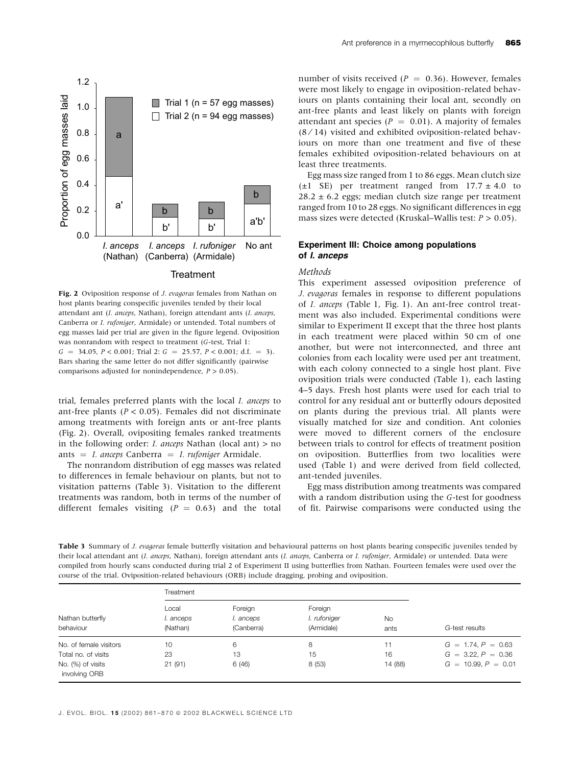Fig. 2 Oviposition response of *J. evagoras* females from Nathan on host plants bearing conspecific juveniles tended by their local attendant ant (*I. anceps*, Nathan), foreign attendant ants (*I. anceps*, Canberra or *I. rufoniger*, Armidale) or untended. Total numbers of egg masses laid per trial are given in the figure legend. Oviposition was nonrandom with respect to treatment (*G*-test, Trial 1: $G = 34.05$, $P < 0.001$; Trial 2: $G = 25.57$, $P < 0.001$; d.f. $= 3$). Bars sharing the same letter do not differ significantly (pairwise comparisons adjusted for nonindependence, $P > 0.05$).

trial, females preferred plants with the local *I. anceps* to ant-free plants ($P < 0.05$). Females did not discriminate among treatments with foreign ants or ant-free plants (Fig. 2). Overall, ovipositing females ranked treatments in the following order: *I. anceps* Nathan (local ant) > no ants = *I. anceps* Canberra = *I. rufoniger* Armidale.

The nonrandom distribution of egg masses was related to differences in female behaviour on plants, but not to visitation patterns (Table 3). Visitation to the different treatments was random, both in terms of the number of different females visiting ($P = 0.63$) and the total number of visits received ($P = 0.36$). However, females were most likely to engage in oviposition-related behaviours on plants containing their local ant, secondly on ant-free plants and least likely on plants with foreign attendant ant species ($P = 0.01$). A majority of females (8/14) visited and exhibited oviposition-related behaviours on more than one treatment and five of these females exhibited oviposition-related behaviours on at least three treatments.

Egg mass size ranged from 1 to 86 eggs. Mean clutch size (±1 SE) per treatment ranged from 17.7 ± 4.0 to 28.2 ± 6.2 eggs; median clutch size range per treatment ranged from 10 to 28 eggs. No significant differences in egg mass sizes were detected (Kruskal–Wallis test: $P > 0.05$).

### Experiment III: Choice among populations of *I. anceps*

#### *Methods*

This experiment assessed oviposition preference of *J. evagoras* females in response to different populations of *I. anceps* (Table 1, Fig. 1). An ant-free control treatment was also included. Experimental conditions were similar to Experiment II except that the three host plants in each treatment were placed within 50 cm of one another, but were not interconnected, and three ant colonies from each locality were used per ant treatment, with each colony connected to a single host plant. Five oviposition trials were conducted (Table 1), each lasting 4–5 days. Fresh host plants were used for each trial to control for any residual ant or butterfly odours deposited on plants during the previous trial. All plants were visually matched for size and condition. Ant colonies were moved to different corners of the enclosure between trials to control for effects of treatment position on oviposition. Butterflies from two localities were used (Table 1) and were derived from field collected, ant-tended juveniles.

Egg mass distribution among treatments was compared with a random distribution using the *G*-test for goodness of fit. Pairwise comparisons were conducted using the

**Table 3** Summary of *J. evagoras* female butterfly visitation and behavioural patterns on host plants bearing conspecific juveniles tended by their local attendant ant (*I. anceps*, Nathan), foreign attendant ants (*I. anceps*, Canberra or *I. rufoniger*, Armidale) or untended. Data were compiled from hourly scans conducted during trial 2 of Experiment II using butterflies from Nathan. Fourteen females were used over the course of the trial. Oviposition-related behaviours (ORB) include dragging, probing and oviposition.

| | Treatment | | | | |
|---|---|---|---|---|---|
| Nathan butterfly behaviour | Local *I. anceps* (Nathan) | Foreign *I. anceps* (Canberra) | Foreign *I. rufoniger* (Armidale) | No ants | *G*-test results |
| No. of female visitors | 10 | 6 | 8 | 11 | $G = 1.74, P = 0.63$ |
| Total no. of visits | 23 | 13 | 15 | 16 | $G = 3.22, P = 0.36$ |
| No. (%) of visits involving ORB | 21 (91) | 6 (46) | 8 (53) | 14 (88) | $G = 10.99, P = 0.01$ |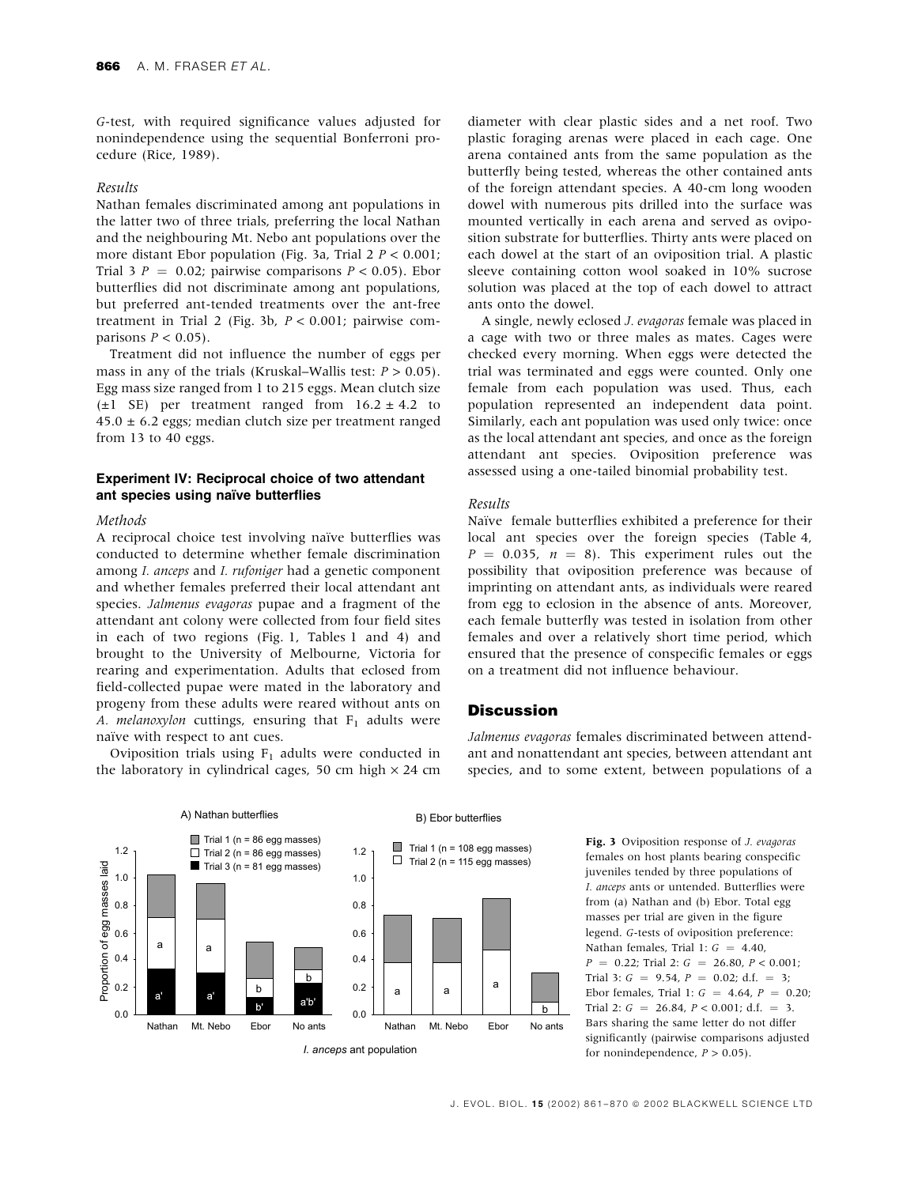*G*-test, with required significance values adjusted for nonindependence using the sequential Bonferroni procedure (Rice, 1989).

*Results*

Nathan females discriminated among ant populations in the latter two of three trials, preferring the local Nathan and the neighbouring Mt. Nebo ant populations over the more distant Ebor population (Fig. 3a, Trial 2 $P < 0.001$; Trial 3 $P = 0.02$; pairwise comparisons $P < 0.05$). Ebor butterflies did not discriminate among ant populations, but preferred ant-tended treatments over the ant-free treatment in Trial 2 (Fig. 3b, $P < 0.001$; pairwise comparisons $P < 0.05$).

Treatment did not influence the number of eggs per mass in any of the trials (Kruskal–Wallis test: $P > 0.05$). Egg mass size ranged from 1 to 215 eggs. Mean clutch size ($\pm 1$ SE) per treatment ranged from $16.2 \pm 4.2$ to $45.0 \pm 6.2$ eggs; median clutch size per treatment ranged from 13 to 40 eggs.

### Experiment IV: Reciprocal choice of two attendant ant species using naïve butterflies

*Methods*

A reciprocal choice test involving naïve butterflies was conducted to determine whether female discrimination among *I. anceps* and *I. rufoniger* had a genetic component and whether females preferred their local attendant ant species. *Jalmenus evagoras* pupae and a fragment of the attendant ant colony were collected from four field sites in each of two regions (Fig. 1, Tables 1 and 4) and brought to the University of Melbourne, Victoria for rearing and experimentation. Adults that eclosed from field-collected pupae were mated in the laboratory and progeny from these adults were reared without ants on *A. melanoxylon* cuttings, ensuring that $F_1$ adults were naïve with respect to ant cues.

Oviposition trials using $F_1$ adults were conducted in the laboratory in cylindrical cages, 50 cm high × 24 cm diameter with clear plastic sides and a net roof. Two plastic foraging arenas were placed in each cage. One arena contained ants from the same population as the butterfly being tested, whereas the other contained ants of the foreign attendant species. A 40-cm long wooden dowel with numerous pits drilled into the surface was mounted vertically in each arena and served as oviposition substrate for butterflies. Thirty ants were placed on each dowel at the start of an oviposition trial. A plastic sleeve containing cotton wool soaked in 10% sucrose solution was placed at the top of each dowel to attract ants onto the dowel.

A single, newly eclosed *J. evagoras* female was placed in a cage with two or three males as mates. Cages were checked every morning. When eggs were detected the trial was terminated and eggs were counted. Only one female from each population was used. Thus, each population represented an independent data point. Similarly, each ant population was used only twice: once as the local attendant ant species, and once as the foreign attendant ant species. Oviposition preference was assessed using a one-tailed binomial probability test.

*Results*

Naïve female butterflies exhibited a preference for their local ant species over the foreign species (Table 4, $P = 0.035$, $n = 8$). This experiment rules out the possibility that oviposition preference was because of imprinting on attendant ants, as individuals were reared from egg to eclosion in the absence of ants. Moreover, each female butterfly was tested in isolation from other females and over a relatively short time period, which ensured that the presence of conspecific females or eggs on a treatment did not influence behaviour.

## Discussion

*Jalmenus evagoras* females discriminated between attendant and nonattendant ant species, between attendant ant species, and to some extent, between populations of a

**Fig. 3** Oviposition response of *J. evagoras* females on host plants bearing conspecific juveniles tended by three populations of *I. anceps* ants or untended. Butterflies were from (a) Nathan and (b) Ebor. Total egg masses per trial are given in the figure legend. *G*-tests of oviposition preference: Nathan females, Trial 1: $G = 4.40$, $P = 0.22$; Trial 2: $G = 26.80$, $P < 0.001$; Trial 3: $G = 9.54$, $P = 0.02$; d.f. = 3; Ebor females, Trial 1: $G = 4.64$, $P = 0.20$; Trial 2: $G = 26.84$, $P < 0.001$; d.f. = 3. Bars sharing the same letter do not differ significantly (pairwise comparisons adjusted for nonindependence, $P > 0.05$).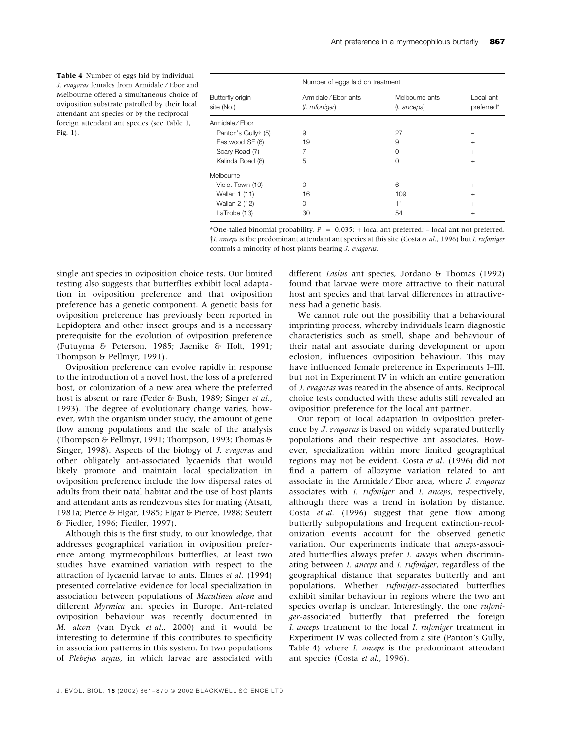**Table 4** Number of eggs laid by individual *J. evagoras* females from Armidale / Ebor and Melbourne offered a simultaneous choice of oviposition substrate patrolled by their local attendant ant species or by the reciprocal foreign attendant ant species (see Table 1, Fig. 1).

| Butterfly origin site (No.) | Number of eggs laid on treatment | | Local ant preferred* |
|---|---|---|---|
| | Armidale / Ebor ants (*I. rufoniger*) | Melbourne ants (*I. anceps*) | |
| Armidale / Ebor | | | |
| Panton's Gully† (5) | 9 | 27 | – |
| Eastwood SF (6) | 19 | 9 | + |
| Scary Road (7) | 7 | 0 | + |
| Kalinda Road (8) | 5 | 0 | + |
| Melbourne | | | |
| Violet Town (10) | 0 | 6 | + |
| Wallan 1 (11) | 16 | 109 | + |
| Wallan 2 (12) | 0 | 11 | + |
| LaTrobe (13) | 30 | 54 | + |

*One-tailed binomial probability, $P = 0.035$; + local ant preferred; – local ant not preferred.
†*I. anceps* is the predominant attendant ant species at this site (Costa *et al*., 1996) but *I. rufoniger* controls a minority of host plants bearing *J. evagoras*.

single ant species in oviposition choice tests. Our limited testing also suggests that butterflies exhibit local adaptation in oviposition preference and that oviposition preference has a genetic component. A genetic basis for oviposition preference has previously been reported in Lepidoptera and other insect groups and is a necessary prerequisite for the evolution of oviposition preference (Futuyma & Peterson, 1985; Jaenike & Holt, 1991; Thompson & Pellmyr, 1991).

Oviposition preference can evolve rapidly in response to the introduction of a novel host, the loss of a preferred host, or colonization of a new area where the preferred host is absent or rare (Feder & Bush, 1989; Singer *et al*., 1993). The degree of evolutionary change varies, however, with the organism under study, the amount of gene flow among populations and the scale of the analysis (Thompson & Pellmyr, 1991; Thompson, 1993; Thomas & Singer, 1998). Aspects of the biology of *J. evagoras* and other obligately ant-associated lycaenids that would likely promote and maintain local specialization in oviposition preference include the low dispersal rates of adults from their natal habitat and the use of host plants and attendant ants as rendezvous sites for mating (Atsatt, 1981a; Pierce & Elgar, 1985; Elgar & Pierce, 1988; Seufert & Fiedler, 1996; Fiedler, 1997).

Although this is the first study, to our knowledge, that addresses geographical variation in oviposition preference among myrmecophilous butterflies, at least two studies have examined variation with respect to the attraction of lycaenid larvae to ants. Elmes *et al*. (1994) presented correlative evidence for local specialization in association between populations of *Maculinea alcon* and different *Myrmica* ant species in Europe. Ant-related oviposition behaviour was recently documented in *M. alcon* (van Dyck *et al*., 2000) and it would be interesting to determine if this contributes to specificity in association patterns in this system. In two populations of *Plebejus argus,* in which larvae are associated with different *Lasius* ant species, Jordano & Thomas (1992) found that larvae were more attractive to their natural host ant species and that larval differences in attractiveness had a genetic basis.

We cannot rule out the possibility that a behavioural imprinting process, whereby individuals learn diagnostic characteristics such as smell, shape and behaviour of their natal ant associate during development or upon eclosion, influences oviposition behaviour. This may have influenced female preference in Experiments I–III, but not in Experiment IV in which an entire generation of *J. evagoras* was reared in the absence of ants. Reciprocal choice tests conducted with these adults still revealed an oviposition preference for the local ant partner.

Our report of local adaptation in oviposition preference by *J. evagoras* is based on widely separated butterfly populations and their respective ant associates. However, specialization within more limited geographical regions may not be evident. Costa *et al*. (1996) did not find a pattern of allozyme variation related to ant associate in the Armidale / Ebor area, where *J. evagoras* associates with *I. rufoniger* and *I. anceps*, respectively, although there was a trend in isolation by distance. Costa *et al*. (1996) suggest that gene flow among butterfly subpopulations and frequent extinction-recolonization events account for the observed genetic variation. Our experiments indicate that *anceps*-associated butterflies always prefer *I. anceps* when discriminating between *I. anceps* and *I. rufoniger*, regardless of the geographical distance that separates butterfly and ant populations. Whether *rufoniger*-associated butterflies exhibit similar behaviour in regions where the two ant species overlap is unclear. Interestingly, the one *rufoniger*-associated butterfly that preferred the foreign *I. anceps* treatment to the local *I. rufoniger* treatment in Experiment IV was collected from a site (Panton's Gully, Table 4) where *I. anceps* is the predominant attendant ant species (Costa *et al*., 1996).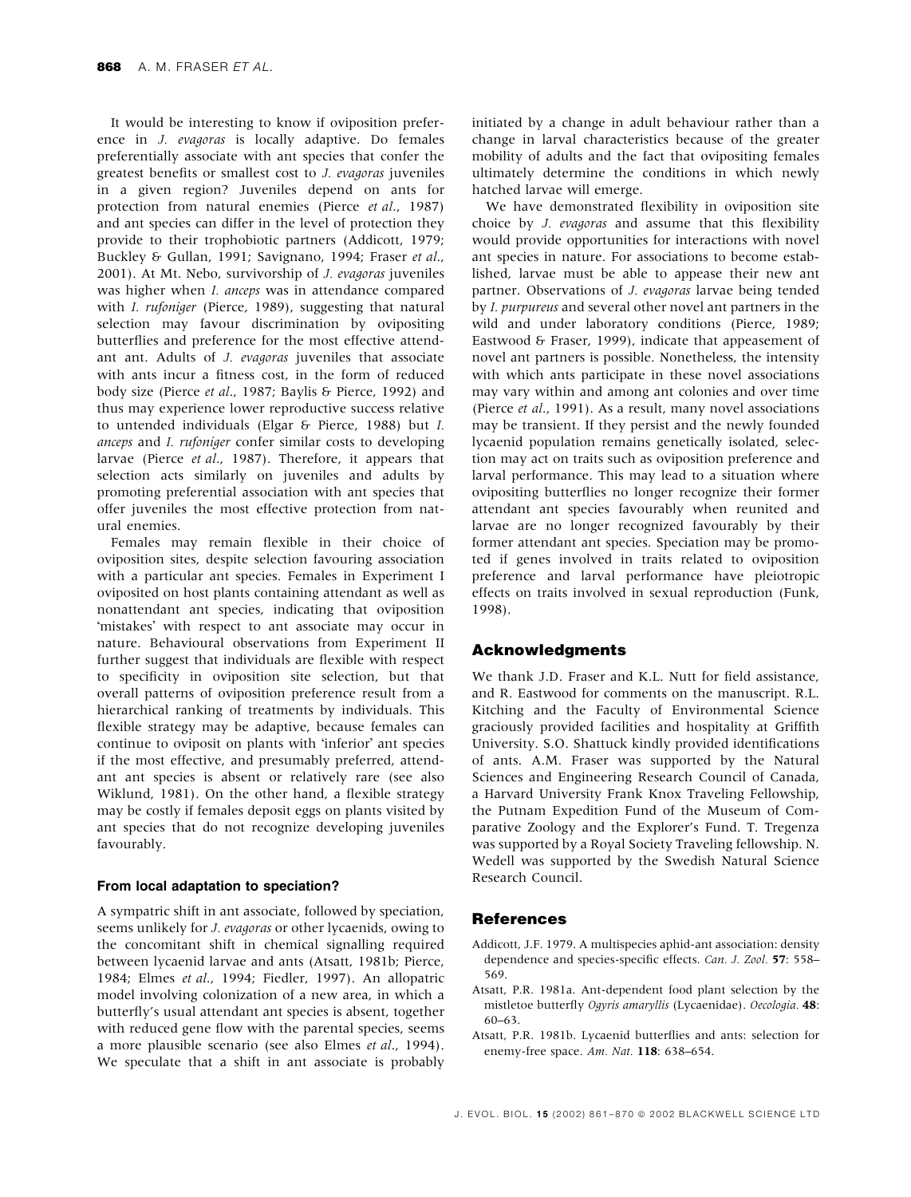It would be interesting to know if oviposition preference in *J. evagoras* is locally adaptive. Do females preferentially associate with ant species that confer the greatest benefits or smallest cost to *J. evagoras* juveniles in a given region? Juveniles depend on ants for protection from natural enemies (Pierce *et al.*, 1987) and ant species can differ in the level of protection they provide to their trophobiotic partners (Addicott, 1979; Buckley & Gullan, 1991; Savignano, 1994; Fraser *et al.*, 2001). At Mt. Nebo, survivorship of *J. evagoras* juveniles was higher when *I. anceps* was in attendance compared with *I. rufoniger* (Pierce, 1989), suggesting that natural selection may favour discrimination by ovipositing butterflies and preference for the most effective attendant ant. Adults of *J. evagoras* juveniles that associate with ants incur a fitness cost, in the form of reduced body size (Pierce *et al.*, 1987; Baylis & Pierce, 1992) and thus may experience lower reproductive success relative to untended individuals (Elgar & Pierce, 1988) but *I. anceps* and *I. rufoniger* confer similar costs to developing larvae (Pierce *et al.*, 1987). Therefore, it appears that selection acts similarly on juveniles and adults by promoting preferential association with ant species that offer juveniles the most effective protection from natural enemies.

Females may remain flexible in their choice of oviposition sites, despite selection favouring association with a particular ant species. Females in Experiment I oviposited on host plants containing attendant as well as nonattendant ant species, indicating that oviposition 'mistakes' with respect to ant associate may occur in nature. Behavioural observations from Experiment II further suggest that individuals are flexible with respect to specificity in oviposition site selection, but that overall patterns of oviposition preference result from a hierarchical ranking of treatments by individuals. This flexible strategy may be adaptive, because females can continue to oviposit on plants with 'inferior' ant species if the most effective, and presumably preferred, attendant ant species is absent or relatively rare (see also Wiklund, 1981). On the other hand, a flexible strategy may be costly if females deposit eggs on plants visited by ant species that do not recognize developing juveniles favourably.

#### From local adaptation to speciation?

A sympatric shift in ant associate, followed by speciation, seems unlikely for *J. evagoras* or other lycaenids, owing to the concomitant shift in chemical signalling required between lycaenid larvae and ants (Atsatt, 1981b; Pierce, 1984; Elmes *et al.*, 1994; Fiedler, 1997). An allopatric model involving colonization of a new area, in which a butterfly's usual attendant ant species is absent, together with reduced gene flow with the parental species, seems a more plausible scenario (see also Elmes *et al.*, 1994). We speculate that a shift in ant associate is probably initiated by a change in adult behaviour rather than a change in larval characteristics because of the greater mobility of adults and the fact that ovipositing females ultimately determine the conditions in which newly hatched larvae will emerge.

We have demonstrated flexibility in oviposition site choice by *J. evagoras* and assume that this flexibility would provide opportunities for interactions with novel ant species in nature. For associations to become established, larvae must be able to appease their new ant partner. Observations of *J. evagoras* larvae being tended by *I. purpureus* and several other novel ant partners in the wild and under laboratory conditions (Pierce, 1989; Eastwood & Fraser, 1999), indicate that appeasement of novel ant partners is possible. Nonetheless, the intensity with which ants participate in these novel associations may vary within and among ant colonies and over time (Pierce *et al.*, 1991). As a result, many novel associations may be transient. If they persist and the newly founded lycaenid population remains genetically isolated, selection may act on traits such as oviposition preference and larval performance. This may lead to a situation where ovipositing butterflies no longer recognize their former attendant ant species favourably when reunited and larvae are no longer recognized favourably by their former attendant ant species. Speciation may be promoted if genes involved in traits related to oviposition preference and larval performance have pleiotropic effects on traits involved in sexual reproduction (Funk, 1998).

## Acknowledgments

We thank J.D. Fraser and K.L. Nutt for field assistance, and R. Eastwood for comments on the manuscript. R.L. Kitching and the Faculty of Environmental Science graciously provided facilities and hospitality at Griffith University. S.O. Shattuck kindly provided identifications of ants. A.M. Fraser was supported by the Natural Sciences and Engineering Research Council of Canada, a Harvard University Frank Knox Traveling Fellowship, the Putnam Expedition Fund of the Museum of Comparative Zoology and the Explorer's Fund. T. Tregenza was supported by a Royal Society Traveling fellowship. N. Wedell was supported by the Swedish Natural Science Research Council.

## References

Addicott, J.F. 1979. A multispecies aphid-ant association: density dependence and species-specific effects. *Can. J. Zool.* **57**: 558–569.

Atsatt, P.R. 1981a. Ant-dependent food plant selection by the mistletoe butterfly *Ogyris amaryllis* (Lycaenidae). *Oecologia.* **48**: 60–63.

Atsatt, P.R. 1981b. Lycaenid butterflies and ants: selection for enemy-free space. *Am. Nat.* **118**: 638–654.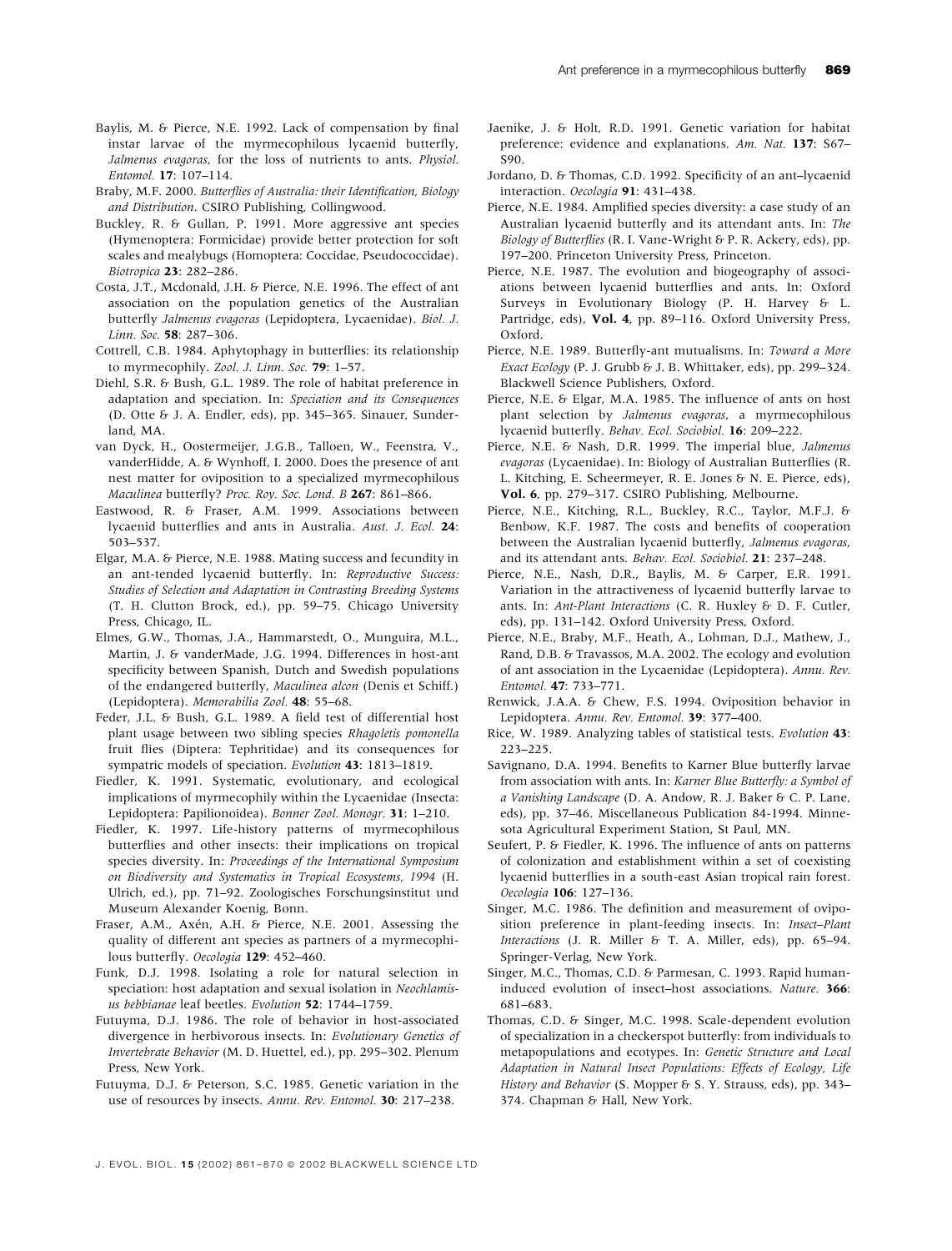Baylis, M. & Pierce, N.E. 1992. Lack of compensation by final instar larvae of the myrmecophilous lycaenid butterfly, *Jalmenus evagoras*, for the loss of nutrients to ants. *Physiol. Entomol.* **17**: 107–114.

Braby, M.F. 2000. *Butterflies of Australia: their Identification, Biology and Distribution*. CSIRO Publishing, Collingwood.

Buckley, R. & Gullan, P. 1991. More aggressive ant species (Hymenoptera: Formicidae) provide better protection for soft scales and mealybugs (Homoptera: Coccidae, Pseudococcidae). *Biotropica* **23**: 282–286.

Costa, J.T., Mcdonald, J.H. & Pierce, N.E. 1996. The effect of ant association on the population genetics of the Australian butterfly *Jalmenus evagoras* (Lepidoptera, Lycaenidae). *Biol. J. Linn. Soc.* **58**: 287–306.

Cottrell, C.B. 1984. Aphytophagy in butterflies: its relationship to myrmecophily. *Zool. J. Linn. Soc.* **79**: 1–57.

Diehl, S.R. & Bush, G.L. 1989. The role of habitat preference in adaptation and speciation. In: *Speciation and its Consequences* (D. Otte & J. A. Endler, eds), pp. 345–365. Sinauer, Sunderland, MA.

van Dyck, H., Oostermeijer, J.G.B., Talloen, W., Feenstra, V., vanderHidde, A. & Wynhoff, I. 2000. Does the presence of ant nest matter for oviposition to a specialized myrmecophilous *Maculinea* butterfly? *Proc. Roy. Soc. Lond. B* **267**: 861–866.

Eastwood, R. & Fraser, A.M. 1999. Associations between lycaenid butterflies and ants in Australia. *Aust. J. Ecol.* **24**: 503–537.

Elgar, M.A. & Pierce, N.E. 1988. Mating success and fecundity in an ant-tended lycaenid butterfly. In: *Reproductive Success: Studies of Selection and Adaptation in Contrasting Breeding Systems* (T. H. Clutton Brock, ed.), pp. 59–75. Chicago University Press, Chicago, IL.

Elmes, G.W., Thomas, J.A., Hammarstedt, O., Munguira, M.L., Martin, J. & vanderMade, J.G. 1994. Differences in host-ant specificity between Spanish, Dutch and Swedish populations of the endangered butterfly, *Maculinea alcon* (Denis et Schiff.) (Lepidoptera). *Memorabilia Zool.* **48**: 55–68.

Feder, J.L. & Bush, G.L. 1989. A field test of differential host plant usage between two sibling species *Rhagoletis pomonella* fruit flies (Diptera: Tephritidae) and its consequences for sympatric models of speciation. *Evolution* **43**: 1813–1819.

Fiedler, K. 1991. Systematic, evolutionary, and ecological implications of myrmecophily within the Lycaenidae (Insecta: Lepidoptera: Papilionoidea). *Bonner Zool. Monogr.* **31**: 1–210.

Fiedler, K. 1997. Life-history patterns of myrmecophilous butterflies and other insects: their implications on tropical species diversity. In: *Proceedings of the International Symposium on Biodiversity and Systematics in Tropical Ecosystems, 1994* (H. Ulrich, ed.), pp. 71–92. Zoologisches Forschungsinstitut und Museum Alexander Koenig, Bonn.

Fraser, A.M., Axén, A.H. & Pierce, N.E. 2001. Assessing the quality of different ant species as partners of a myrmecophilous butterfly. *Oecologia* **129**: 452–460.

Funk, D.J. 1998. Isolating a role for natural selection in speciation: host adaptation and sexual isolation in *Neochlamisus bebbianae* leaf beetles. *Evolution* **52**: 1744–1759.

Futuyma, D.J. 1986. The role of behavior in host-associated divergence in herbivorous insects. In: *Evolutionary Genetics of Invertebrate Behavior* (M. D. Huettel, ed.), pp. 295–302. Plenum Press, New York.

Futuyma, D.J. & Peterson, S.C. 1985. Genetic variation in the use of resources by insects. *Annu. Rev. Entomol.* **30**: 217–238.

Jaenike, J. & Holt, R.D. 1991. Genetic variation for habitat preference: evidence and explanations. *Am. Nat.* **137**: S67–S90.

Jordano, D. & Thomas, C.D. 1992. Specificity of an ant–lycaenid interaction. *Oecologia* **91**: 431–438.

Pierce, N.E. 1984. Amplified species diversity: a case study of an Australian lycaenid butterfly and its attendant ants. In: *The Biology of Butterflies* (R. I. Vane-Wright & P. R. Ackery, eds), pp. 197–200. Princeton University Press, Princeton.

Pierce, N.E. 1987. The evolution and biogeography of associations between lycaenid butterflies and ants. In: Oxford Surveys in Evolutionary Biology (P. H. Harvey & L. Partridge, eds), **Vol. 4**, pp. 89–116. Oxford University Press, Oxford.

Pierce, N.E. 1989. Butterfly-ant mutualisms. In: *Toward a More Exact Ecology* (P. J. Grubb & J. B. Whittaker, eds), pp. 299–324. Blackwell Science Publishers, Oxford.

Pierce, N.E. & Elgar, M.A. 1985. The influence of ants on host plant selection by *Jalmenus evagoras*, a myrmecophilous lycaenid butterfly. *Behav. Ecol. Sociobiol.* **16**: 209–222.

Pierce, N.E. & Nash, D.R. 1999. The imperial blue, *Jalmenus evagoras* (Lycaenidae). In: Biology of Australian Butterflies (R. L. Kitching, E. Scheermeyer, R. E. Jones & N. E. Pierce, eds), **Vol. 6**, pp. 279–317. CSIRO Publishing, Melbourne.

Pierce, N.E., Kitching, R.L., Buckley, R.C., Taylor, M.F.J. & Benbow, K.F. 1987. The costs and benefits of cooperation between the Australian lycaenid butterfly, *Jalmenus evagoras*, and its attendant ants. *Behav. Ecol. Sociobiol.* **21**: 237–248.

Pierce, N.E., Nash, D.R., Baylis, M. & Carper, E.R. 1991. Variation in the attractiveness of lycaenid butterfly larvae to ants. In: *Ant-Plant Interactions* (C. R. Huxley & D. F. Cutler, eds), pp. 131–142. Oxford University Press, Oxford.

Pierce, N.E., Braby, M.F., Heath, A., Lohman, D.J., Mathew, J., Rand, D.B. & Travassos, M.A. 2002. The ecology and evolution of ant association in the Lycaenidae (Lepidoptera). *Annu. Rev. Entomol.* **47**: 733–771.

Renwick, J.A.A. & Chew, F.S. 1994. Oviposition behavior in Lepidoptera. *Annu. Rev. Entomol.* **39**: 377–400.

Rice, W. 1989. Analyzing tables of statistical tests. *Evolution* **43**: 223–225.

Savignano, D.A. 1994. Benefits to Karner Blue butterfly larvae from association with ants. In: *Karner Blue Butterfly: a Symbol of a Vanishing Landscape* (D. A. Andow, R. J. Baker & C. P. Lane, eds), pp. 37–46. Miscellaneous Publication 84-1994. Minnesota Agricultural Experiment Station, St Paul, MN.

Seufert, P. & Fiedler, K. 1996. The influence of ants on patterns of colonization and establishment within a set of coexisting lycaenid butterflies in a south-east Asian tropical rain forest. *Oecologia* **106**: 127–136.

Singer, M.C. 1986. The definition and measurement of oviposition preference in plant-feeding insects. In: *Insect–Plant Interactions* (J. R. Miller & T. A. Miller, eds), pp. 65–94. Springer-Verlag, New York.

Singer, M.C., Thomas, C.D. & Parmesan, C. 1993. Rapid human-induced evolution of insect–host associations. *Nature.* **366**: 681–683.

Thomas, C.D. & Singer, M.C. 1998. Scale-dependent evolution of specialization in a checkerspot butterfly: from individuals to metapopulations and ecotypes. In: *Genetic Structure and Local Adaptation in Natural Insect Populations: Effects of Ecology, Life History and Behavior* (S. Mopper & S. Y. Strauss, eds), pp. 343–374. Chapman & Hall, New York.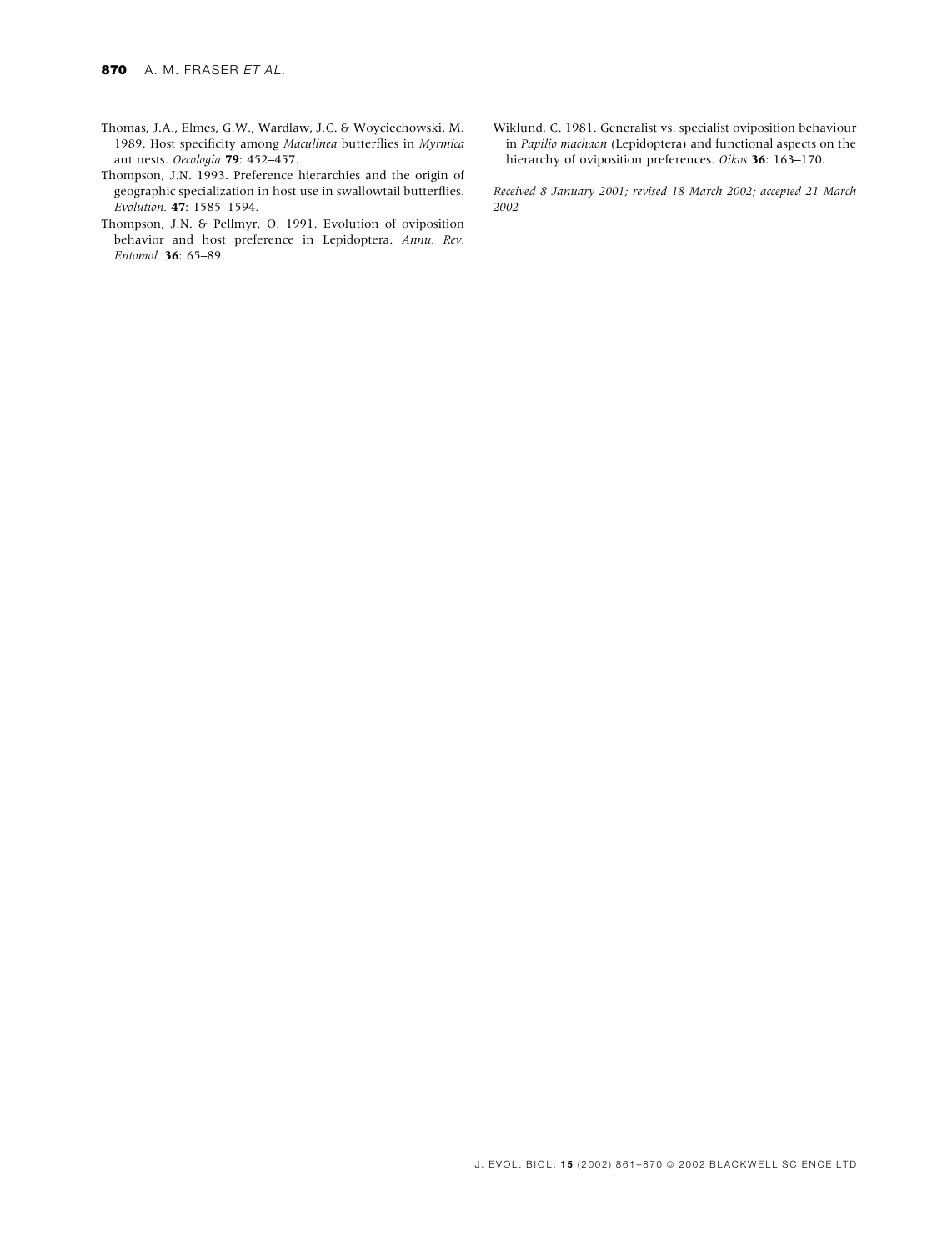Thomas, J.A., Elmes, G.W., Wardlaw, J.C. & Woyciechowski, M. 1989. Host specificity among *Maculinea* butterflies in *Myrmica* ant nests. *Oecologia* **79**: 452–457.

Thompson, J.N. 1993. Preference hierarchies and the origin of geographic specialization in host use in swallowtail butterflies. *Evolution.* **47**: 1585–1594.

Thompson, J.N. & Pellmyr, O. 1991. Evolution of oviposition behavior and host preference in Lepidoptera. *Annu. Rev. Entomol.* **36**: 65–89.

Wiklund, C. 1981. Generalist vs. specialist oviposition behaviour in *Papilio machaon* (Lepidoptera) and functional aspects on the hierarchy of oviposition preferences. *Oikos* **36**: 163–170.

*Received 8 January 2001; revised 18 March 2002; accepted 21 March 2002*